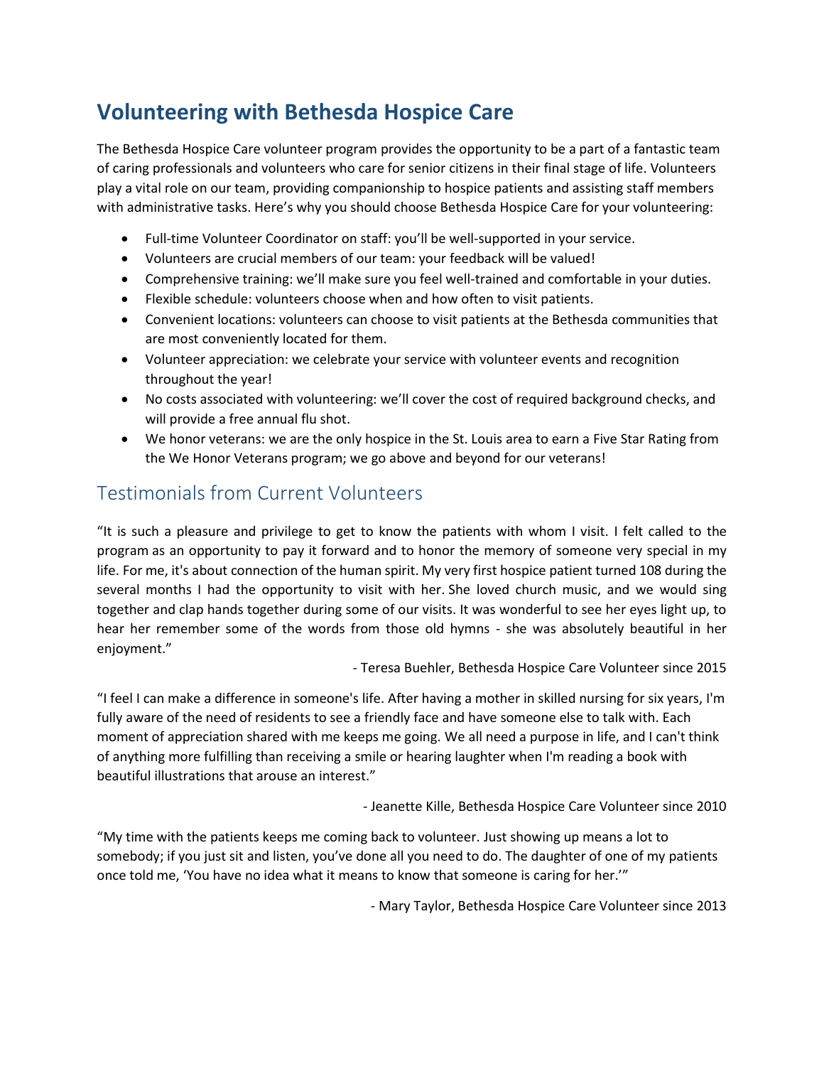# Volunteering with Bethesda Hospice Care

The Bethesda Hospice Care volunteer program provides the opportunity to be a part of a fantastic team of caring professionals and volunteers who care for senior citizens in their final stage of life. Volunteers play a vital role on our team, providing companionship to hospice patients and assisting staff members with administrative tasks. Here's why you should choose Bethesda Hospice Care for your volunteering:

- Full-time Volunteer Coordinator on staff: you'll be well-supported in your service.
- Volunteers are crucial members of our team: your feedback will be valued!
- Comprehensive training: we'll make sure you feel well-trained and comfortable in your duties.
- Flexible schedule: volunteers choose when and how often to visit patients.
- Convenient locations: volunteers can choose to visit patients at the Bethesda communities that are most conveniently located for them.
- Volunteer appreciation: we celebrate your service with volunteer events and recognition throughout the year!
- No costs associated with volunteering: we'll cover the cost of required background checks, and will provide a free annual flu shot.
- We honor veterans: we are the only hospice in the St. Louis area to earn a Five Star Rating from the We Honor Veterans program; we go above and beyond for our veterans!

## Testimonials from Current Volunteers

"It is such a pleasure and privilege to get to know the patients with whom I visit. I felt called to the program as an opportunity to pay it forward and to honor the memory of someone very special in my life. For me, it's about connection of the human spirit. My very first hospice patient turned 108 during the several months I had the opportunity to visit with her. She loved church music, and we would sing together and clap hands together during some of our visits. It was wonderful to see her eyes light up, to hear her remember some of the words from those old hymns - she was absolutely beautiful in her enjoyment."

- Teresa Buehler, Bethesda Hospice Care Volunteer since 2015

"I feel I can make a difference in someone's life. After having a mother in skilled nursing for six years, I'm fully aware of the need of residents to see a friendly face and have someone else to talk with. Each moment of appreciation shared with me keeps me going. We all need a purpose in life, and I can't think of anything more fulfilling than receiving a smile or hearing laughter when I'm reading a book with beautiful illustrations that arouse an interest."

- Jeanette Kille, Bethesda Hospice Care Volunteer since 2010

"My time with the patients keeps me coming back to volunteer. Just showing up means a lot to somebody; if you just sit and listen, you've done all you need to do. The daughter of one of my patients once told me, 'You have no idea what it means to know that someone is caring for her.'"

- Mary Taylor, Bethesda Hospice Care Volunteer since 2013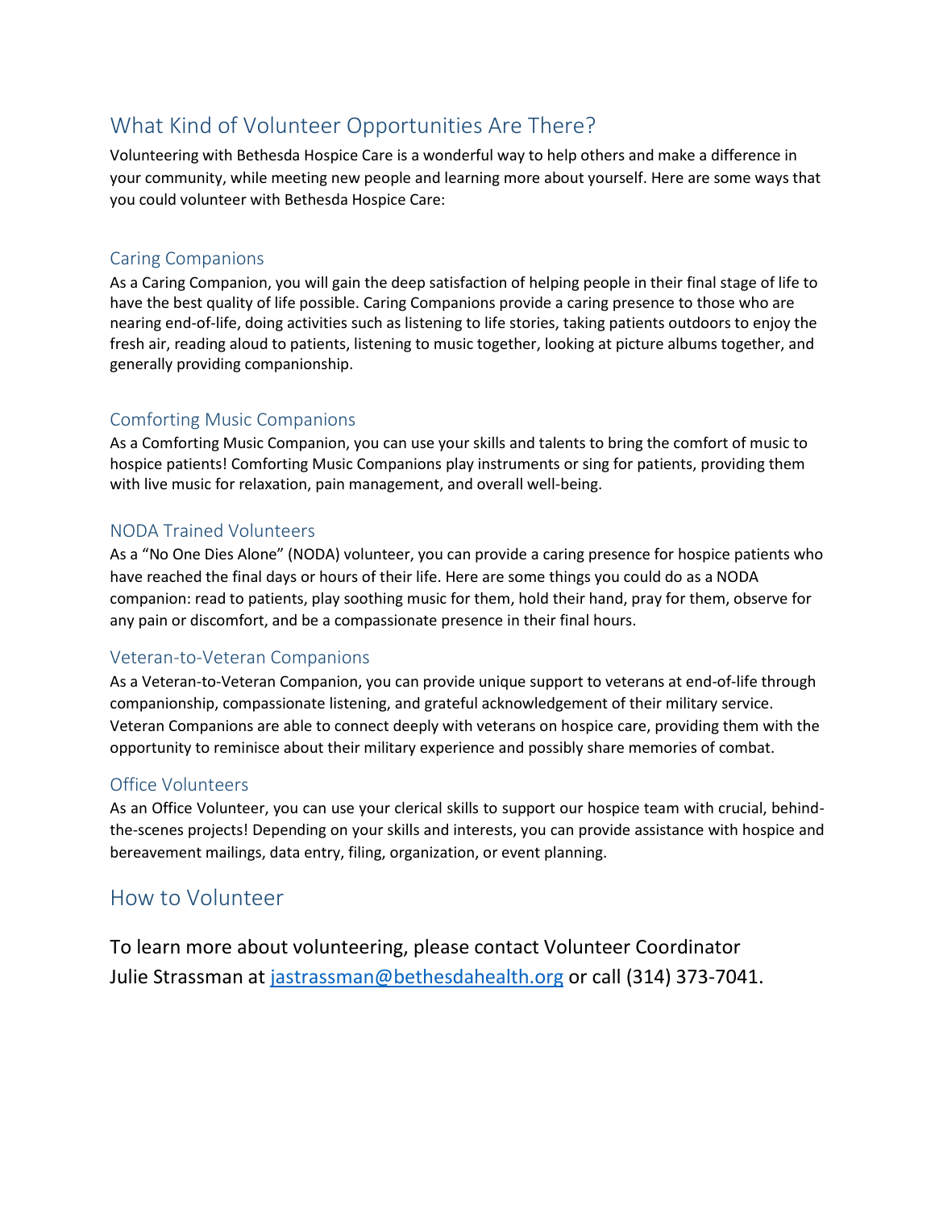## What Kind of Volunteer Opportunities Are There?

Volunteering with Bethesda Hospice Care is a wonderful way to help others and make a difference in your community, while meeting new people and learning more about yourself. Here are some ways that you could volunteer with Bethesda Hospice Care:

### Caring Companions

As a Caring Companion, you will gain the deep satisfaction of helping people in their final stage of life to have the best quality of life possible. Caring Companions provide a caring presence to those who are nearing end-of-life, doing activities such as listening to life stories, taking patients outdoors to enjoy the fresh air, reading aloud to patients, listening to music together, looking at picture albums together, and generally providing companionship.

### Comforting Music Companions

As a Comforting Music Companion, you can use your skills and talents to bring the comfort of music to hospice patients! Comforting Music Companions play instruments or sing for patients, providing them with live music for relaxation, pain management, and overall well-being.

### NODA Trained Volunteers

As a "No One Dies Alone" (NODA) volunteer, you can provide a caring presence for hospice patients who have reached the final days or hours of their life. Here are some things you could do as a NODA companion: read to patients, play soothing music for them, hold their hand, pray for them, observe for any pain or discomfort, and be a compassionate presence in their final hours.

### Veteran-to-Veteran Companions

As a Veteran-to-Veteran Companion, you can provide unique support to veterans at end-of-life through companionship, compassionate listening, and grateful acknowledgement of their military service. Veteran Companions are able to connect deeply with veterans on hospice care, providing them with the opportunity to reminisce about their military experience and possibly share memories of combat.

### Office Volunteers

As an Office Volunteer, you can use your clerical skills to support our hospice team with crucial, behind-the-scenes projects! Depending on your skills and interests, you can provide assistance with hospice and bereavement mailings, data entry, filing, organization, or event planning.

## How to Volunteer

To learn more about volunteering, please contact Volunteer Coordinator Julie Strassman at [jastrassman@bethesdahealth.org](mailto:jastrassman@bethesdahealth.org) or call (314) 373-7041.